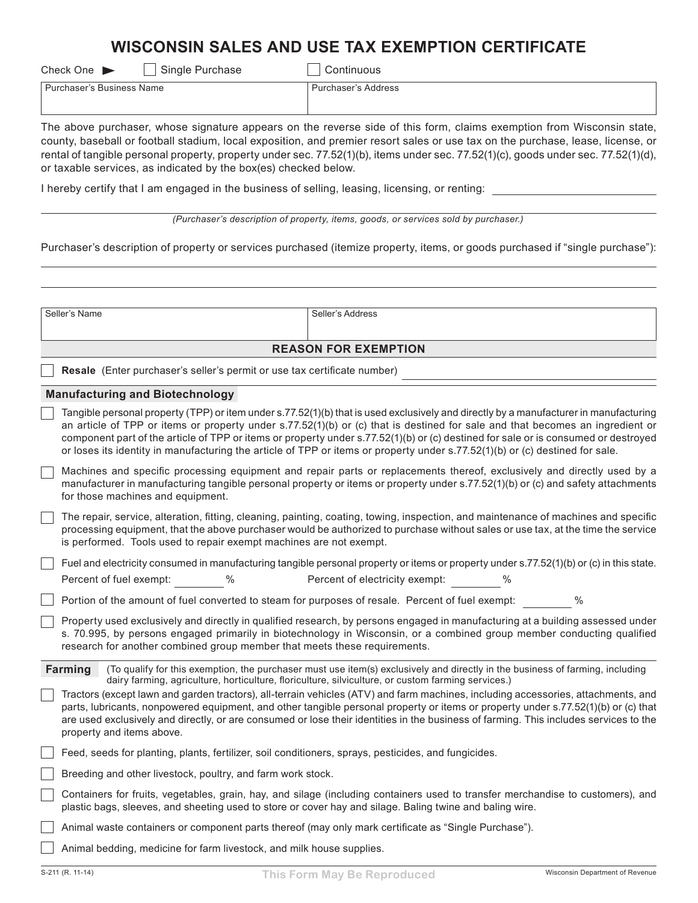# WISCONSIN SALES AND USE TAX EXEMPTION CERTIFICATE

Check One ► ☐ Single Purchase ☐ Continuous

| Purchaser's Business Name | Purchaser's Address |
| --- | --- |
| | |

The above purchaser, whose signature appears on the reverse side of this form, claims exemption from Wisconsin state, county, baseball or football stadium, local exposition, and premier resort sales or use tax on the purchase, lease, license, or rental of tangible personal property, property under sec. 77.52(1)(b), items under sec. 77.52(1)(c), goods under sec. 77.52(1)(d), or taxable services, as indicated by the box(es) checked below.

I hereby certify that I am engaged in the business of selling, leasing, licensing, or renting: ______________________________

_______________________________________________________________

*(Purchaser's description of property, items, goods, or services sold by purchaser.)*

Purchaser's description of property or services purchased (itemize property, items, or goods purchased if "single purchase"):

_______________________________________________________________

_______________________________________________________________

| Seller's Name | Seller's Address |
| --- | --- |
| | |

## REASON FOR EXEMPTION

☐ **Resale** (Enter purchaser's seller's permit or use tax certificate number) ______________________________

### Manufacturing and Biotechnology

☐ Tangible personal property (TPP) or item under s.77.52(1)(b) that is used exclusively and directly by a manufacturer in manufacturing an article of TPP or items or property under s.77.52(1)(b) or (c) that is destined for sale and that becomes an ingredient or component part of the article of TPP or items or property under s.77.52(1)(b) or (c) destined for sale or is consumed or destroyed or loses its identity in manufacturing the article of TPP or items or property under s.77.52(1)(b) or (c) destined for sale.

☐ Machines and specific processing equipment and repair parts or replacements thereof, exclusively and directly used by a manufacturer in manufacturing tangible personal property or items or property under s.77.52(1)(b) or (c) and safety attachments for those machines and equipment.

☐ The repair, service, alteration, fitting, cleaning, painting, coating, towing, inspection, and maintenance of machines and specific processing equipment, that the above purchaser would be authorized to purchase without sales or use tax, at the time the service is performed. Tools used to repair exempt machines are not exempt.

☐ Fuel and electricity consumed in manufacturing tangible personal property or items or property under s.77.52(1)(b) or (c) in this state.
Percent of fuel exempt: ________ % Percent of electricity exempt: ________ %

☐ Portion of the amount of fuel converted to steam for purposes of resale. Percent of fuel exempt: ________ %

☐ Property used exclusively and directly in qualified research, by persons engaged in manufacturing at a building assessed under s. 70.995, by persons engaged primarily in biotechnology in Wisconsin, or a combined group member conducting qualified research for another combined group member that meets these requirements.

### Farming

(To qualify for this exemption, the purchaser must use item(s) exclusively and directly in the business of farming, including dairy farming, agriculture, horticulture, floriculture, silviculture, or custom farming services.)

☐ Tractors (except lawn and garden tractors), all-terrain vehicles (ATV) and farm machines, including accessories, attachments, and parts, lubricants, nonpowered equipment, and other tangible personal property or items or property under s.77.52(1)(b) or (c) that are used exclusively and directly, or are consumed or lose their identities in the business of farming. This includes services to the property and items above.

☐ Feed, seeds for planting, plants, fertilizer, soil conditioners, sprays, pesticides, and fungicides.

☐ Breeding and other livestock, poultry, and farm work stock.

☐ Containers for fruits, vegetables, grain, hay, and silage (including containers used to transfer merchandise to customers), and plastic bags, sleeves, and sheeting used to store or cover hay and silage. Baling twine and baling wire.

☐ Animal waste containers or component parts thereof (may only mark certificate as "Single Purchase").

☐ Animal bedding, medicine for farm livestock, and milk house supplies.

S-211 (R. 11-14) This Form May Be Reproduced Wisconsin Department of Revenue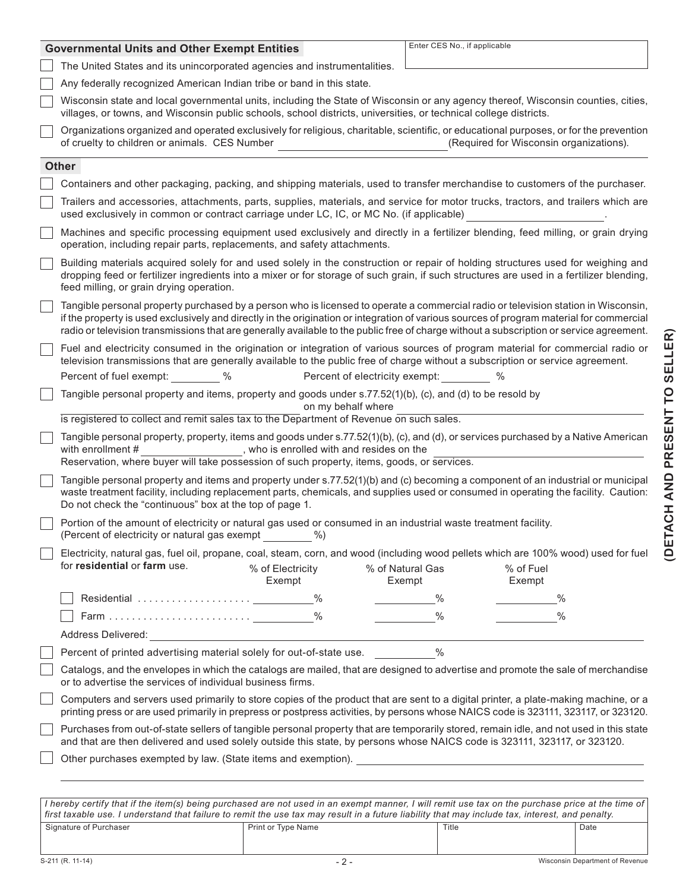## Governmental Units and Other Exempt Entities

Enter CES No., if applicable

- ☐ The United States and its unincorporated agencies and instrumentalities.
- ☐ Any federally recognized American Indian tribe or band in this state.
- ☐ Wisconsin state and local governmental units, including the State of Wisconsin or any agency thereof, Wisconsin counties, cities, villages, or towns, and Wisconsin public schools, school districts, universities, or technical college districts.
- ☐ Organizations organized and operated exclusively for religious, charitable, scientific, or educational purposes, or for the prevention of cruelty to children or animals. CES Number ____________________ (Required for Wisconsin organizations).

## Other

- ☐ Containers and other packaging, packing, and shipping materials, used to transfer merchandise to customers of the purchaser.
- ☐ Trailers and accessories, attachments, parts, supplies, materials, and service for motor trucks, tractors, and trailers which are used exclusively in common or contract carriage under LC, IC, or MC No. (if applicable) ____________________.
- ☐ Machines and specific processing equipment used exclusively and directly in a fertilizer blending, feed milling, or grain drying operation, including repair parts, replacements, and safety attachments.
- ☐ Building materials acquired solely for and used solely in the construction or repair of holding structures used for weighing and dropping feed or fertilizer ingredients into a mixer or for storage of such grain, if such structures are used in a fertilizer blending, feed milling, or grain drying operation.
- ☐ Tangible personal property purchased by a person who is licensed to operate a commercial radio or television station in Wisconsin, if the property is used exclusively and directly in the origination or integration of various sources of program material for commercial radio or television transmissions that are generally available to the public free of charge without a subscription or service agreement.
- ☐ Fuel and electricity consumed in the origination or integration of various sources of program material for commercial radio or television transmissions that are generally available to the public free of charge without a subscription or service agreement.
  Percent of fuel exempt: ________ %　　Percent of electricity exempt: ________ %
- ☐ Tangible personal property and items, property and goods under s.77.52(1)(b), (c), and (d) to be resold by ____________________ on my behalf where ____________________ is registered to collect and remit sales tax to the Department of Revenue on such sales.
- ☐ Tangible personal property, property, items and goods under s.77.52(1)(b), (c), and (d), or services purchased by a Native American with enrollment # ________________, who is enrolled with and resides on the ____________________ Reservation, where buyer will take possession of such property, items, goods, or services.
- ☐ Tangible personal property and items and property under s.77.52(1)(b) and (c) becoming a component of an industrial or municipal waste treatment facility, including replacement parts, chemicals, and supplies used or consumed in operating the facility. Caution: Do not check the "continuous" box at the top of page 1.
- ☐ Portion of the amount of electricity or natural gas used or consumed in an industrial waste treatment facility. (Percent of electricity or natural gas exempt ________ %)
- ☐ Electricity, natural gas, fuel oil, propane, coal, steam, corn, and wood (including wood pellets which are 100% wood) used for fuel for **residential** or **farm** use.

| | % of Electricity Exempt | % of Natural Gas Exempt | % of Fuel Exempt |
|---|---|---|---|
| ☐ Residential | ________ % | ________ % | ________ % |
| ☐ Farm | ________ % | ________ % | ________ % |

  Address Delivered: ____________________

- ☐ Percent of printed advertising material solely for out-of-state use. ________ %
- ☐ Catalogs, and the envelopes in which the catalogs are mailed, that are designed to advertise and promote the sale of merchandise or to advertise the services of individual business firms.
- ☐ Computers and servers used primarily to store copies of the product that are sent to a digital printer, a plate-making machine, or a printing press or are used primarily in prepress or postpress activities, by persons whose NAICS code is 323111, 323117, or 323120.
- ☐ Purchases from out-of-state sellers of tangible personal property that are temporarily stored, remain idle, and not used in this state and that are then delivered and used solely outside this state, by persons whose NAICS code is 323111, 323117, or 323120.
- ☐ Other purchases exempted by law. (State items and exemption). ____________________

*I hereby certify that if the item(s) being purchased are not used in an exempt manner, I will remit use tax on the purchase price at the time of first taxable use. I understand that failure to remit the use tax may result in a future liability that may include tax, interest, and penalty.*

| Signature of Purchaser | Print or Type Name | Title | Date |
|---|---|---|---|
| | | | |

**(DETACH AND PRESENT TO SELLER)**

S-211 (R. 11-14)　　Wisconsin Department of Revenue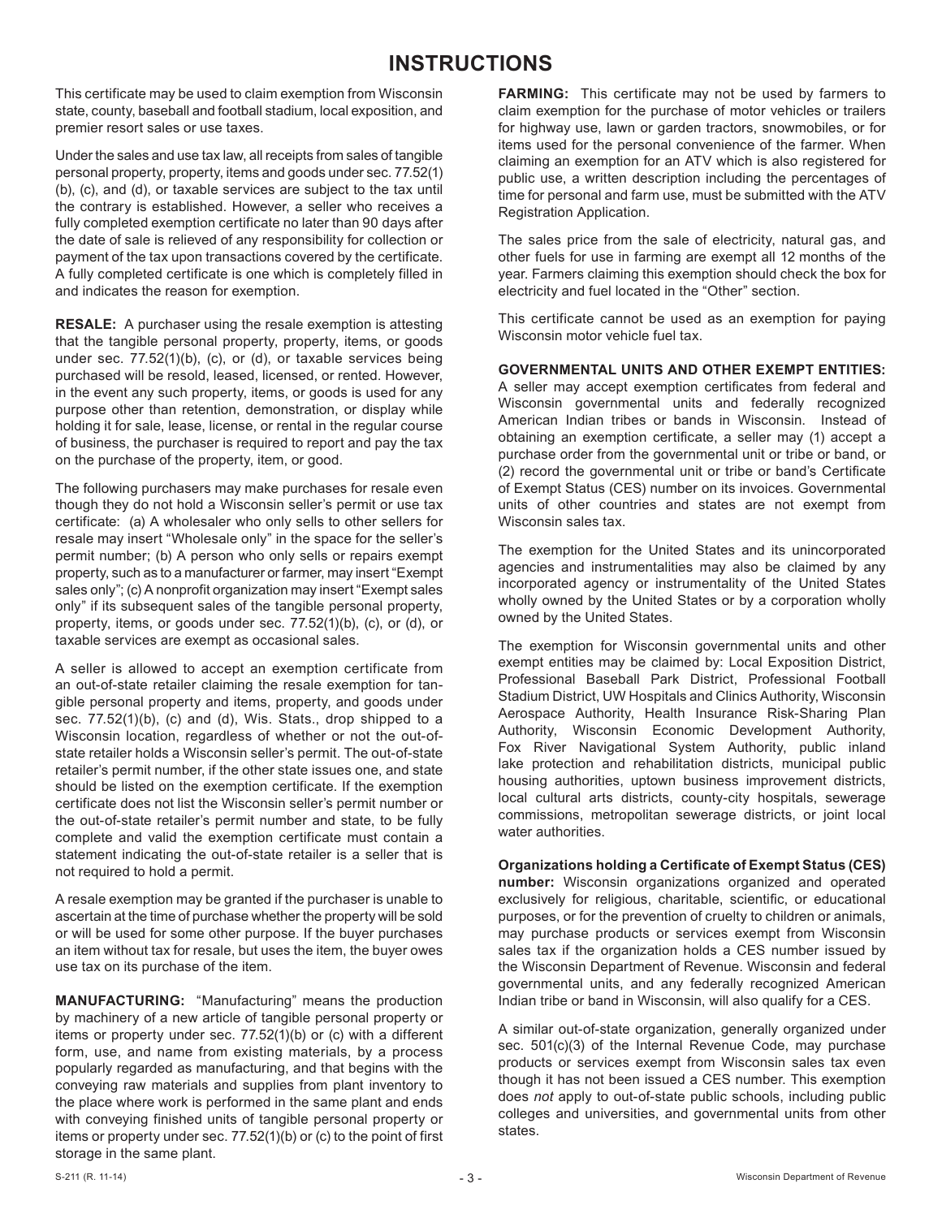# INSTRUCTIONS

This certificate may be used to claim exemption from Wisconsin state, county, baseball and football stadium, local exposition, and premier resort sales or use taxes.

Under the sales and use tax law, all receipts from sales of tangible personal property, property, items and goods under sec. 77.52(1)(b), (c), and (d), or taxable services are subject to the tax until the contrary is established. However, a seller who receives a fully completed exemption certificate no later than 90 days after the date of sale is relieved of any responsibility for collection or payment of the tax upon transactions covered by the certificate. A fully completed certificate is one which is completely filled in and indicates the reason for exemption.

**RESALE:** A purchaser using the resale exemption is attesting that the tangible personal property, property, items, or goods under sec. 77.52(1)(b), (c), or (d), or taxable services being purchased will be resold, leased, licensed, or rented. However, in the event any such property, items, or goods is used for any purpose other than retention, demonstration, or display while holding it for sale, lease, license, or rental in the regular course of business, the purchaser is required to report and pay the tax on the purchase of the property, item, or good.

The following purchasers may make purchases for resale even though they do not hold a Wisconsin seller's permit or use tax certificate: (a) A wholesaler who only sells to other sellers for resale may insert "Wholesale only" in the space for the seller's permit number; (b) A person who only sells or repairs exempt property, such as to a manufacturer or farmer, may insert "Exempt sales only"; (c) A nonprofit organization may insert "Exempt sales only" if its subsequent sales of the tangible personal property, property, items, or goods under sec. 77.52(1)(b), (c), or (d), or taxable services are exempt as occasional sales.

A seller is allowed to accept an exemption certificate from an out-of-state retailer claiming the resale exemption for tangible personal property and items, property, and goods under sec. 77.52(1)(b), (c) and (d), Wis. Stats., drop shipped to a Wisconsin location, regardless of whether or not the out-of-state retailer holds a Wisconsin seller's permit. The out-of-state retailer's permit number, if the other state issues one, and state should be listed on the exemption certificate. If the exemption certificate does not list the Wisconsin seller's permit number or the out-of-state retailer's permit number and state, to be fully complete and valid the exemption certificate must contain a statement indicating the out-of-state retailer is a seller that is not required to hold a permit.

A resale exemption may be granted if the purchaser is unable to ascertain at the time of purchase whether the property will be sold or will be used for some other purpose. If the buyer purchases an item without tax for resale, but uses the item, the buyer owes use tax on its purchase of the item.

**MANUFACTURING:** "Manufacturing" means the production by machinery of a new article of tangible personal property or items or property under sec. 77.52(1)(b) or (c) with a different form, use, and name from existing materials, by a process popularly regarded as manufacturing, and that begins with the conveying raw materials and supplies from plant inventory to the place where work is performed in the same plant and ends with conveying finished units of tangible personal property or items or property under sec. 77.52(1)(b) or (c) to the point of first storage in the same plant.

**FARMING:** This certificate may not be used by farmers to claim exemption for the purchase of motor vehicles or trailers for highway use, lawn or garden tractors, snowmobiles, or for items used for the personal convenience of the farmer. When claiming an exemption for an ATV which is also registered for public use, a written description including the percentages of time for personal and farm use, must be submitted with the ATV Registration Application.

The sales price from the sale of electricity, natural gas, and other fuels for use in farming are exempt all 12 months of the year. Farmers claiming this exemption should check the box for electricity and fuel located in the "Other" section.

This certificate cannot be used as an exemption for paying Wisconsin motor vehicle fuel tax.

**GOVERNMENTAL UNITS AND OTHER EXEMPT ENTITIES:** A seller may accept exemption certificates from federal and Wisconsin governmental units and federally recognized American Indian tribes or bands in Wisconsin. Instead of obtaining an exemption certificate, a seller may (1) accept a purchase order from the governmental unit or tribe or band, or (2) record the governmental unit or tribe or band's Certificate of Exempt Status (CES) number on its invoices. Governmental units of other countries and states are not exempt from Wisconsin sales tax.

The exemption for the United States and its unincorporated agencies and instrumentalities may also be claimed by any incorporated agency or instrumentality of the United States wholly owned by the United States or by a corporation wholly owned by the United States.

The exemption for Wisconsin governmental units and other exempt entities may be claimed by: Local Exposition District, Professional Baseball Park District, Professional Football Stadium District, UW Hospitals and Clinics Authority, Wisconsin Aerospace Authority, Health Insurance Risk-Sharing Plan Authority, Wisconsin Economic Development Authority, Fox River Navigational System Authority, public inland lake protection and rehabilitation districts, municipal public housing authorities, uptown business improvement districts, local cultural arts districts, county-city hospitals, sewerage commissions, metropolitan sewerage districts, or joint local water authorities.

**Organizations holding a Certificate of Exempt Status (CES) number:** Wisconsin organizations organized and operated exclusively for religious, charitable, scientific, or educational purposes, or for the prevention of cruelty to children or animals, may purchase products or services exempt from Wisconsin sales tax if the organization holds a CES number issued by the Wisconsin Department of Revenue. Wisconsin and federal governmental units, and any federally recognized American Indian tribe or band in Wisconsin, will also qualify for a CES.

A similar out-of-state organization, generally organized under sec. 501(c)(3) of the Internal Revenue Code, may purchase products or services exempt from Wisconsin sales tax even though it has not been issued a CES number. This exemption does *not* apply to out-of-state public schools, including public colleges and universities, and governmental units from other states.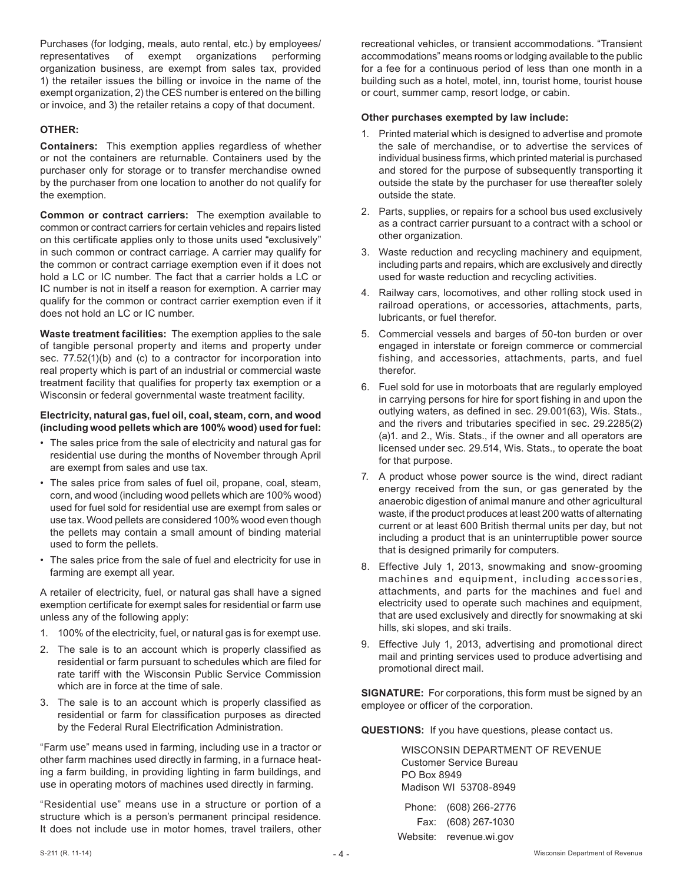Purchases (for lodging, meals, auto rental, etc.) by employees/ representatives of exempt organizations performing organization business, are exempt from sales tax, provided 1) the retailer issues the billing or invoice in the name of the exempt organization, 2) the CES number is entered on the billing or invoice, and 3) the retailer retains a copy of that document.

**OTHER:**

**Containers:** This exemption applies regardless of whether or not the containers are returnable. Containers used by the purchaser only for storage or to transfer merchandise owned by the purchaser from one location to another do not qualify for the exemption.

**Common or contract carriers:** The exemption available to common or contract carriers for certain vehicles and repairs listed on this certificate applies only to those units used "exclusively" in such common or contract carriage. A carrier may qualify for the common or contract carriage exemption even if it does not hold a LC or IC number. The fact that a carrier holds a LC or IC number is not in itself a reason for exemption. A carrier may qualify for the common or contract carrier exemption even if it does not hold an LC or IC number.

**Waste treatment facilities:** The exemption applies to the sale of tangible personal property and items and property under sec. 77.52(1)(b) and (c) to a contractor for incorporation into real property which is part of an industrial or commercial waste treatment facility that qualifies for property tax exemption or a Wisconsin or federal governmental waste treatment facility.

**Electricity, natural gas, fuel oil, coal, steam, corn, and wood (including wood pellets which are 100% wood) used for fuel:**

- The sales price from the sale of electricity and natural gas for residential use during the months of November through April are exempt from sales and use tax.
- The sales price from sales of fuel oil, propane, coal, steam, corn, and wood (including wood pellets which are 100% wood) used for fuel sold for residential use are exempt from sales or use tax. Wood pellets are considered 100% wood even though the pellets may contain a small amount of binding material used to form the pellets.
- The sales price from the sale of fuel and electricity for use in farming are exempt all year.

A retailer of electricity, fuel, or natural gas shall have a signed exemption certificate for exempt sales for residential or farm use unless any of the following apply:

1. 100% of the electricity, fuel, or natural gas is for exempt use.
2. The sale is to an account which is properly classified as residential or farm pursuant to schedules which are filed for rate tariff with the Wisconsin Public Service Commission which are in force at the time of sale.
3. The sale is to an account which is properly classified as residential or farm for classification purposes as directed by the Federal Rural Electrification Administration.

"Farm use" means used in farming, including use in a tractor or other farm machines used directly in farming, in a furnace heating a farm building, in providing lighting in farm buildings, and use in operating motors of machines used directly in farming.

"Residential use" means use in a structure or portion of a structure which is a person's permanent principal residence. It does not include use in motor homes, travel trailers, other recreational vehicles, or transient accommodations. "Transient accommodations" means rooms or lodging available to the public for a fee for a continuous period of less than one month in a building such as a hotel, motel, inn, tourist home, tourist house or court, summer camp, resort lodge, or cabin.

**Other purchases exempted by law include:**

1. Printed material which is designed to advertise and promote the sale of merchandise, or to advertise the services of individual business firms, which printed material is purchased and stored for the purpose of subsequently transporting it outside the state by the purchaser for use thereafter solely outside the state.
2. Parts, supplies, or repairs for a school bus used exclusively as a contract carrier pursuant to a contract with a school or other organization.
3. Waste reduction and recycling machinery and equipment, including parts and repairs, which are exclusively and directly used for waste reduction and recycling activities.
4. Railway cars, locomotives, and other rolling stock used in railroad operations, or accessories, attachments, parts, lubricants, or fuel therefor.
5. Commercial vessels and barges of 50-ton burden or over engaged in interstate or foreign commerce or commercial fishing, and accessories, attachments, parts, and fuel therefor.
6. Fuel sold for use in motorboats that are regularly employed in carrying persons for hire for sport fishing in and upon the outlying waters, as defined in sec. 29.001(63), Wis. Stats., and the rivers and tributaries specified in sec. 29.2285(2)(a)1. and 2., Wis. Stats., if the owner and all operators are licensed under sec. 29.514, Wis. Stats., to operate the boat for that purpose.
7. A product whose power source is the wind, direct radiant energy received from the sun, or gas generated by the anaerobic digestion of animal manure and other agricultural waste, if the product produces at least 200 watts of alternating current or at least 600 British thermal units per day, but not including a product that is an uninterruptible power source that is designed primarily for computers.
8. Effective July 1, 2013, snowmaking and snow-grooming machines and equipment, including accessories, attachments, and parts for the machines and fuel and electricity used to operate such machines and equipment, that are used exclusively and directly for snowmaking at ski hills, ski slopes, and ski trails.
9. Effective July 1, 2013, advertising and promotional direct mail and printing services used to produce advertising and promotional direct mail.

**SIGNATURE:** For corporations, this form must be signed by an employee or officer of the corporation.

**QUESTIONS:** If you have questions, please contact us.

WISCONSIN DEPARTMENT OF REVENUE
Customer Service Bureau
PO Box 8949
Madison WI 53708-8949

Phone: (608) 266-2776
Fax: (608) 267-1030
Website: revenue.wi.gov